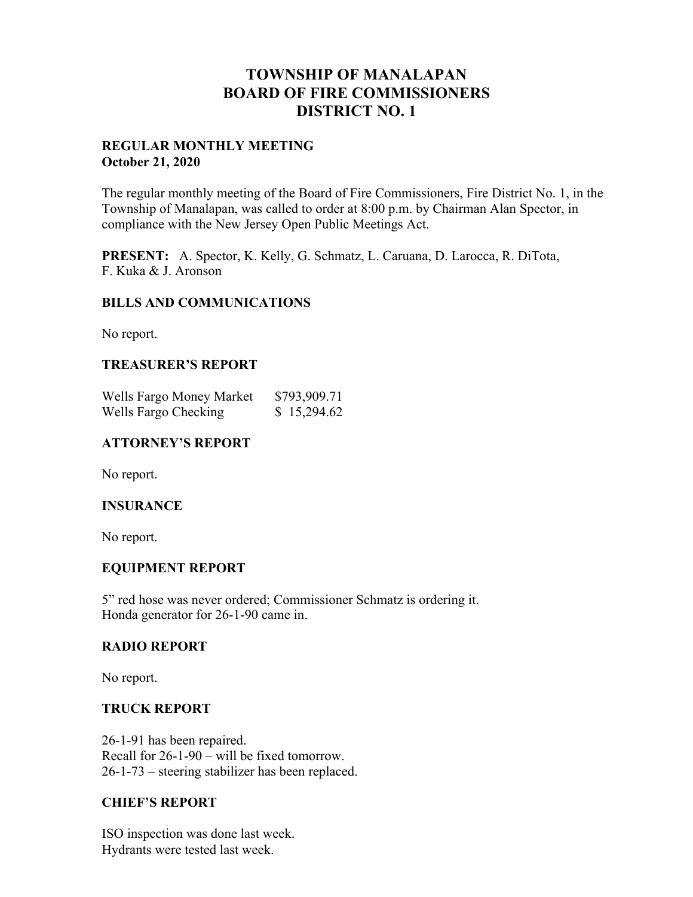# TOWNSHIP OF MANALAPAN
# BOARD OF FIRE COMMISSIONERS
# DISTRICT NO. 1

**REGULAR MONTHLY MEETING**
**October 21, 2020**

The regular monthly meeting of the Board of Fire Commissioners, Fire District No. 1, in the Township of Manalapan, was called to order at 8:00 p.m. by Chairman Alan Spector, in compliance with the New Jersey Open Public Meetings Act.

**PRESENT:** A. Spector, K. Kelly, G. Schmatz, L. Caruana, D. Larocca, R. DiTota, F. Kuka & J. Aronson

### BILLS AND COMMUNICATIONS

No report.

### TREASURER'S REPORT

| | |
|---|---|
| Wells Fargo Money Market | $793,909.71 |
| Wells Fargo Checking | $ 15,294.62 |

### ATTORNEY'S REPORT

No report.

### INSURANCE

No report.

### EQUIPMENT REPORT

5" red hose was never ordered; Commissioner Schmatz is ordering it.
Honda generator for 26-1-90 came in.

### RADIO REPORT

No report.

### TRUCK REPORT

26-1-91 has been repaired.
Recall for 26-1-90 – will be fixed tomorrow.
26-1-73 – steering stabilizer has been replaced.

### CHIEF'S REPORT

ISO inspection was done last week.
Hydrants were tested last week.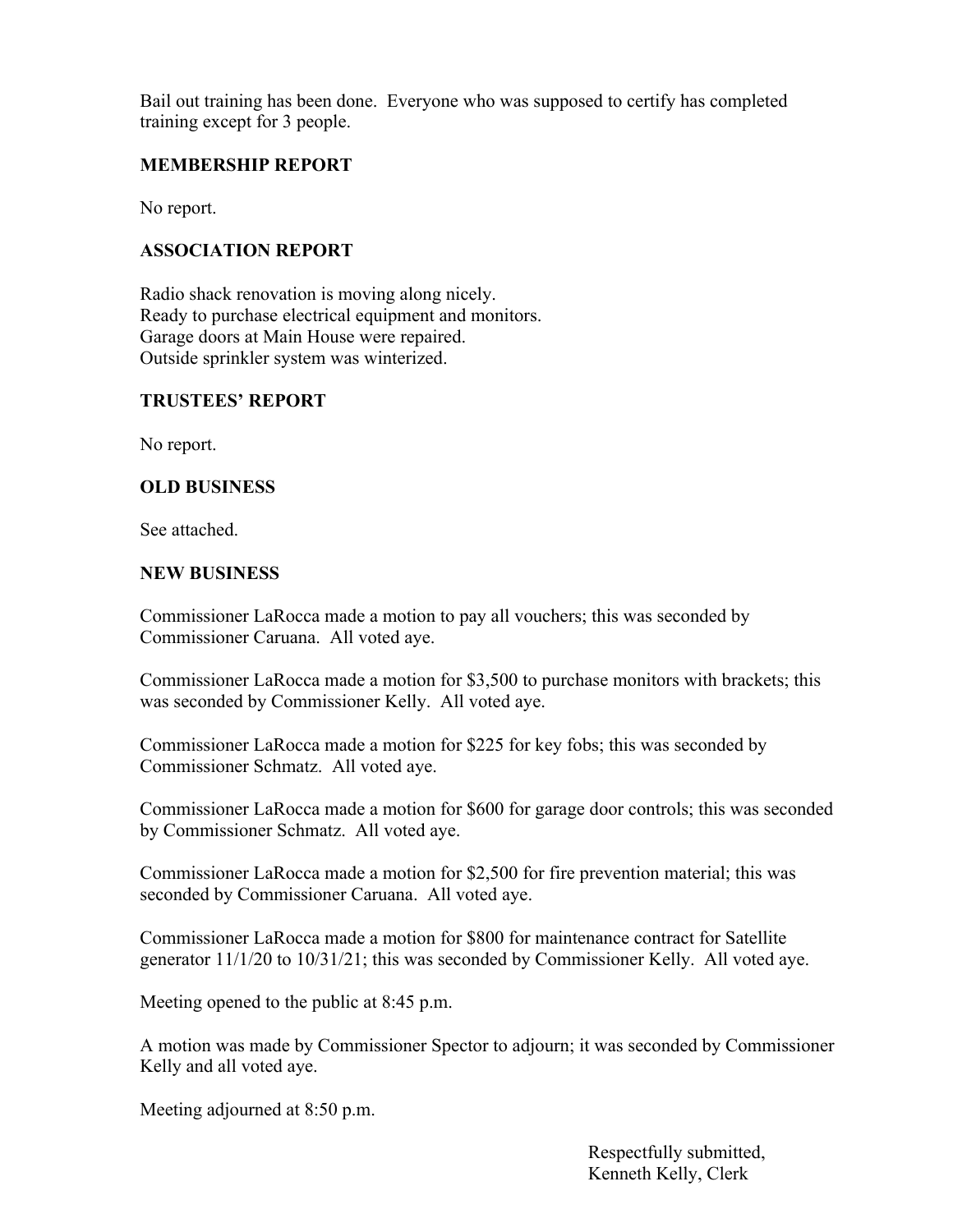Bail out training has been done. Everyone who was supposed to certify has completed training except for 3 people.

**MEMBERSHIP REPORT**

No report.

**ASSOCIATION REPORT**

Radio shack renovation is moving along nicely.
Ready to purchase electrical equipment and monitors.
Garage doors at Main House were repaired.
Outside sprinkler system was winterized.

**TRUSTEES' REPORT**

No report.

**OLD BUSINESS**

See attached.

**NEW BUSINESS**

Commissioner LaRocca made a motion to pay all vouchers; this was seconded by Commissioner Caruana. All voted aye.

Commissioner LaRocca made a motion for $3,500 to purchase monitors with brackets; this was seconded by Commissioner Kelly. All voted aye.

Commissioner LaRocca made a motion for $225 for key fobs; this was seconded by Commissioner Schmatz. All voted aye.

Commissioner LaRocca made a motion for $600 for garage door controls; this was seconded by Commissioner Schmatz. All voted aye.

Commissioner LaRocca made a motion for $2,500 for fire prevention material; this was seconded by Commissioner Caruana. All voted aye.

Commissioner LaRocca made a motion for $800 for maintenance contract for Satellite generator 11/1/20 to 10/31/21; this was seconded by Commissioner Kelly. All voted aye.

Meeting opened to the public at 8:45 p.m.

A motion was made by Commissioner Spector to adjourn; it was seconded by Commissioner Kelly and all voted aye.

Meeting adjourned at 8:50 p.m.

Respectfully submitted,
Kenneth Kelly, Clerk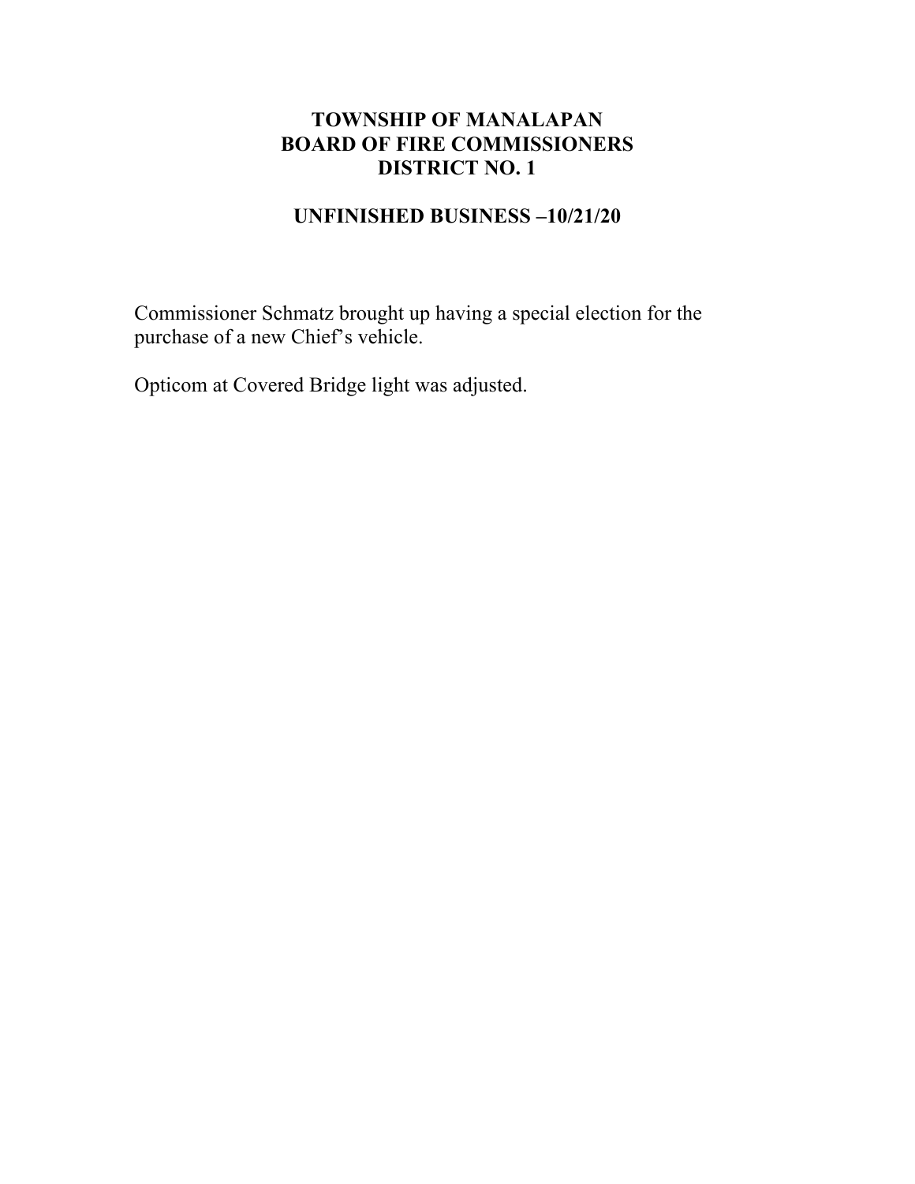# TOWNSHIP OF MANALAPAN
# BOARD OF FIRE COMMISSIONERS
# DISTRICT NO. 1

## UNFINISHED BUSINESS –10/21/20

Commissioner Schmatz brought up having a special election for the purchase of a new Chief's vehicle.

Opticom at Covered Bridge light was adjusted.